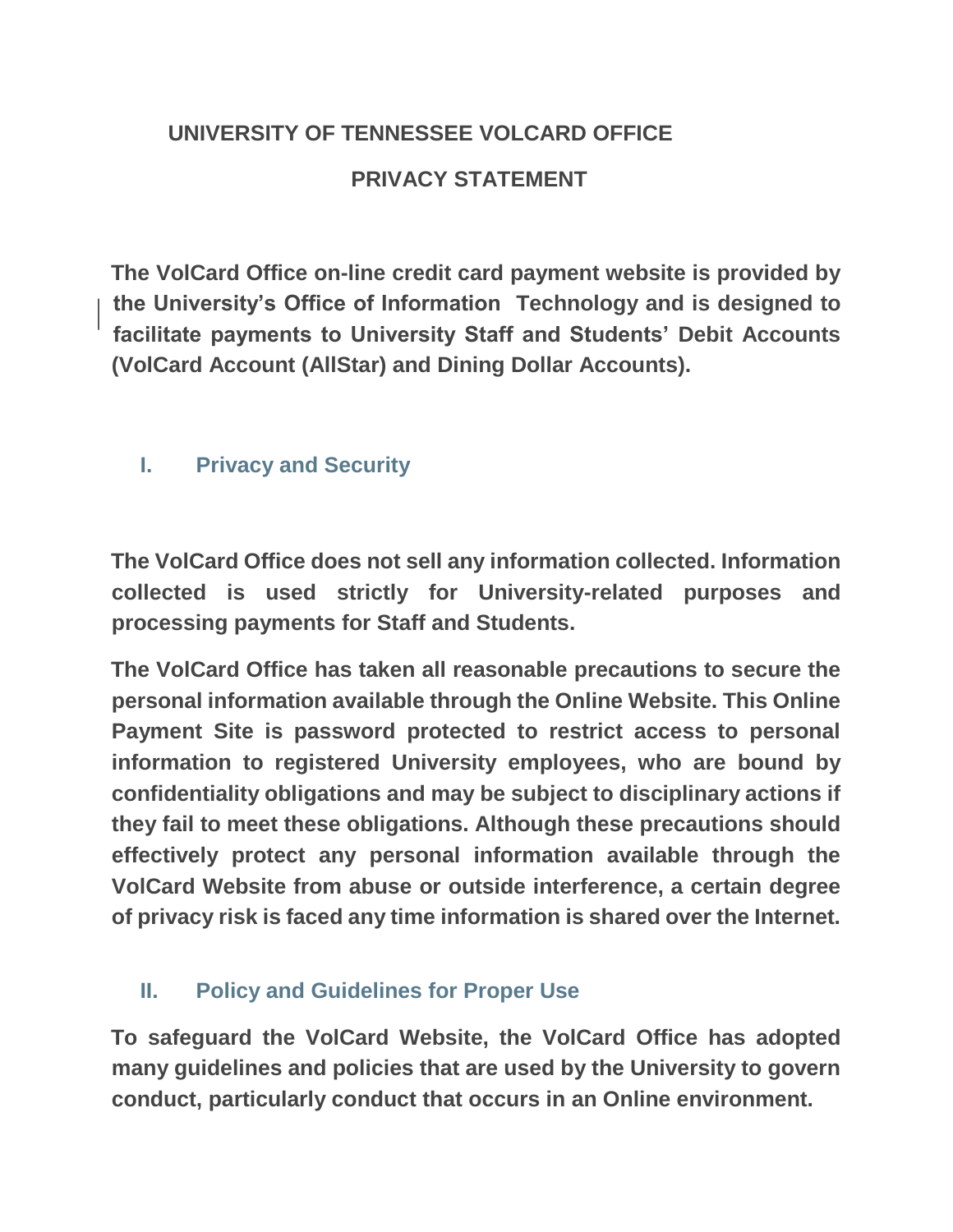# UNIVERSITY OF TENNESSEE VOLCARD OFFICE

## PRIVACY STATEMENT

**The VolCard Office on-line credit card payment website is provided by the University's Office of Information Technology and is designed to facilitate payments to University Staff and Students' Debit Accounts (VolCard Account (AllStar) and Dining Dollar Accounts).**

## I. Privacy and Security

**The VolCard Office does not sell any information collected. Information collected is used strictly for University-related purposes and processing payments for Staff and Students.**

**The VolCard Office has taken all reasonable precautions to secure the personal information available through the Online Website. This Online Payment Site is password protected to restrict access to personal information to registered University employees, who are bound by confidentiality obligations and may be subject to disciplinary actions if they fail to meet these obligations. Although these precautions should effectively protect any personal information available through the VolCard Website from abuse or outside interference, a certain degree of privacy risk is faced any time information is shared over the Internet.**

## II. Policy and Guidelines for Proper Use

**To safeguard the VolCard Website, the VolCard Office has adopted many guidelines and policies that are used by the University to govern conduct, particularly conduct that occurs in an Online environment.**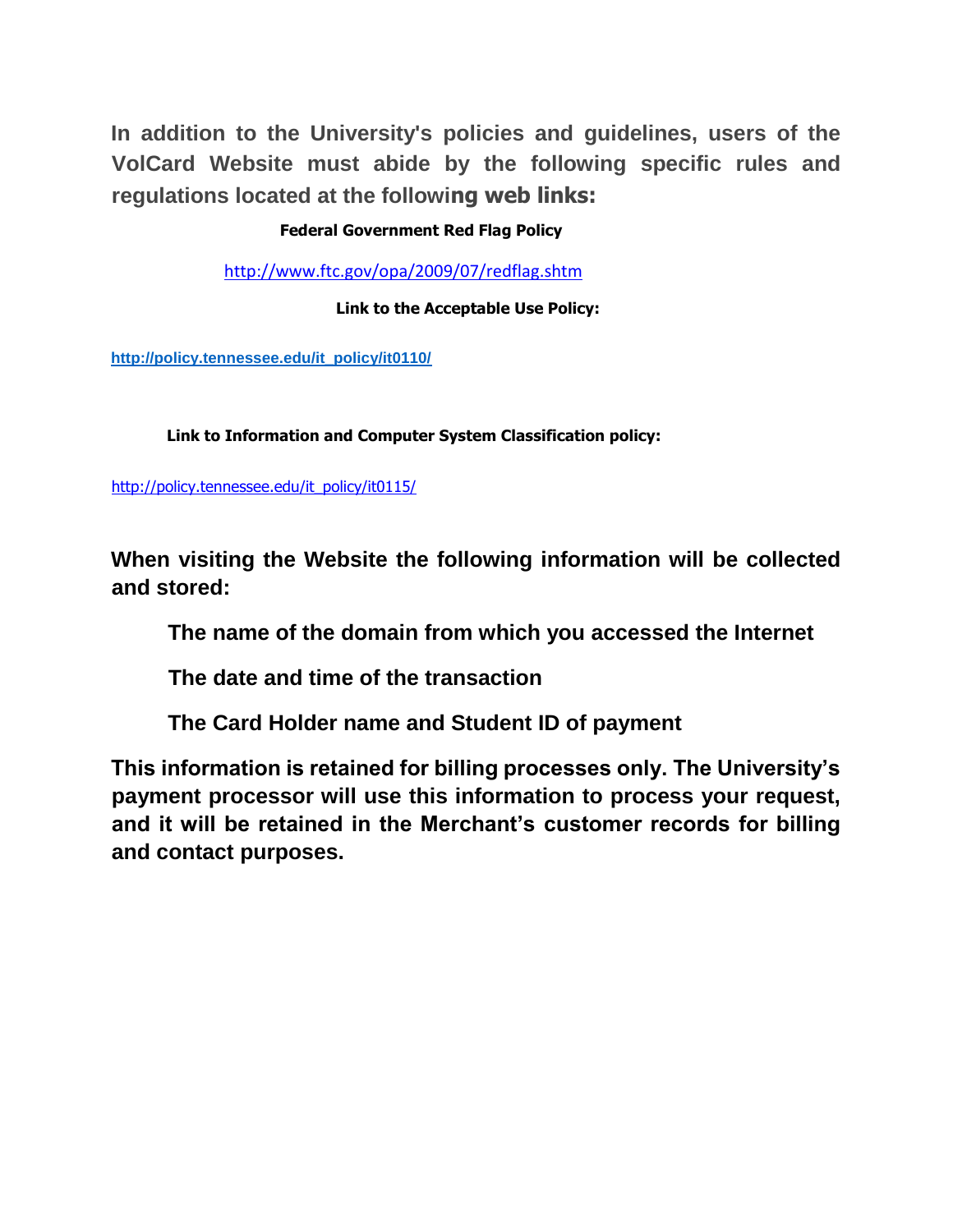**In addition to the University's policies and guidelines, users of the VolCard Website must abide by the following specific rules and regulations located at the following web links:**

**Federal Government Red Flag Policy**

http://www.ftc.gov/opa/2009/07/redflag.shtm

**Link to the Acceptable Use Policy:**

**http://policy.tennessee.edu/it_policy/it0110/**

**Link to Information and Computer System Classification policy:**

http://policy.tennessee.edu/it_policy/it0115/

**When visiting the Website the following information will be collected and stored:**

**The name of the domain from which you accessed the Internet**

**The date and time of the transaction**

**The Card Holder name and Student ID of payment**

**This information is retained for billing processes only. The University's payment processor will use this information to process your request, and it will be retained in the Merchant's customer records for billing and contact purposes.**